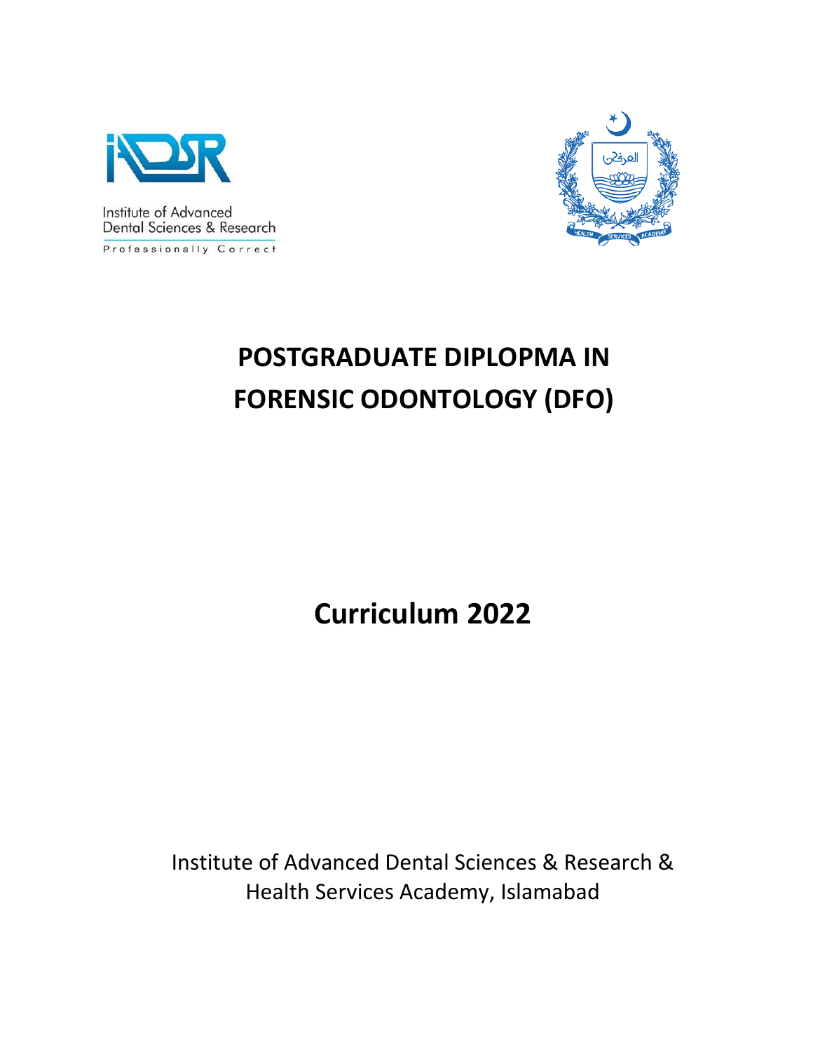Institute of Advanced Dental Sciences & Research

Professionally Correct

# POSTGRADUATE DIPLOPMA IN FORENSIC ODONTOLOGY (DFO)

# Curriculum 2022

Institute of Advanced Dental Sciences & Research & Health Services Academy, Islamabad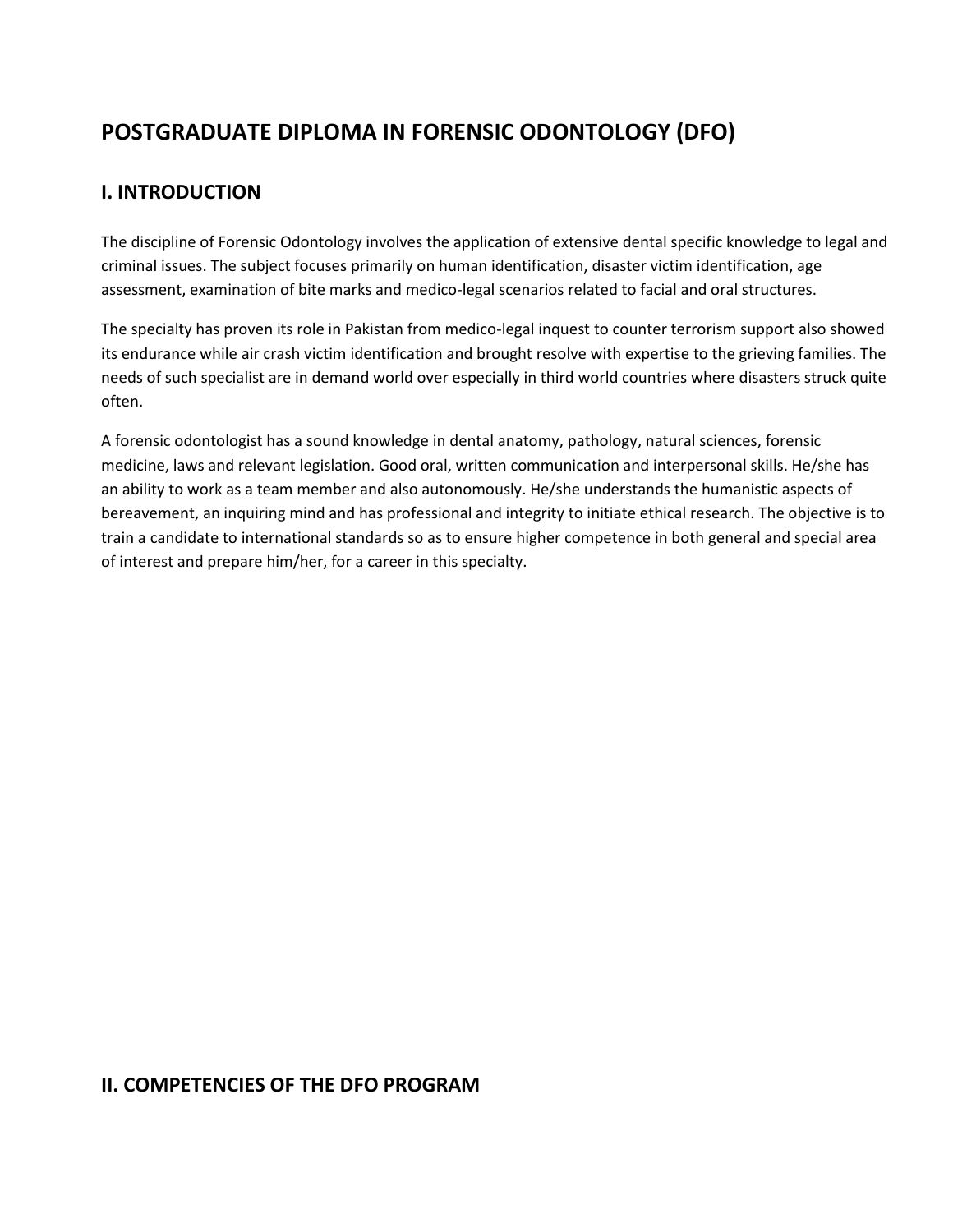# POSTGRADUATE DIPLOMA IN FORENSIC ODONTOLOGY (DFO)

## I. INTRODUCTION

The discipline of Forensic Odontology involves the application of extensive dental specific knowledge to legal and criminal issues. The subject focuses primarily on human identification, disaster victim identification, age assessment, examination of bite marks and medico-legal scenarios related to facial and oral structures.

The specialty has proven its role in Pakistan from medico-legal inquest to counter terrorism support also showed its endurance while air crash victim identification and brought resolve with expertise to the grieving families. The needs of such specialist are in demand world over especially in third world countries where disasters struck quite often.

A forensic odontologist has a sound knowledge in dental anatomy, pathology, natural sciences, forensic medicine, laws and relevant legislation. Good oral, written communication and interpersonal skills. He/she has an ability to work as a team member and also autonomously. He/she understands the humanistic aspects of bereavement, an inquiring mind and has professional and integrity to initiate ethical research. The objective is to train a candidate to international standards so as to ensure higher competence in both general and special area of interest and prepare him/her, for a career in this specialty.

## II. COMPETENCIES OF THE DFO PROGRAM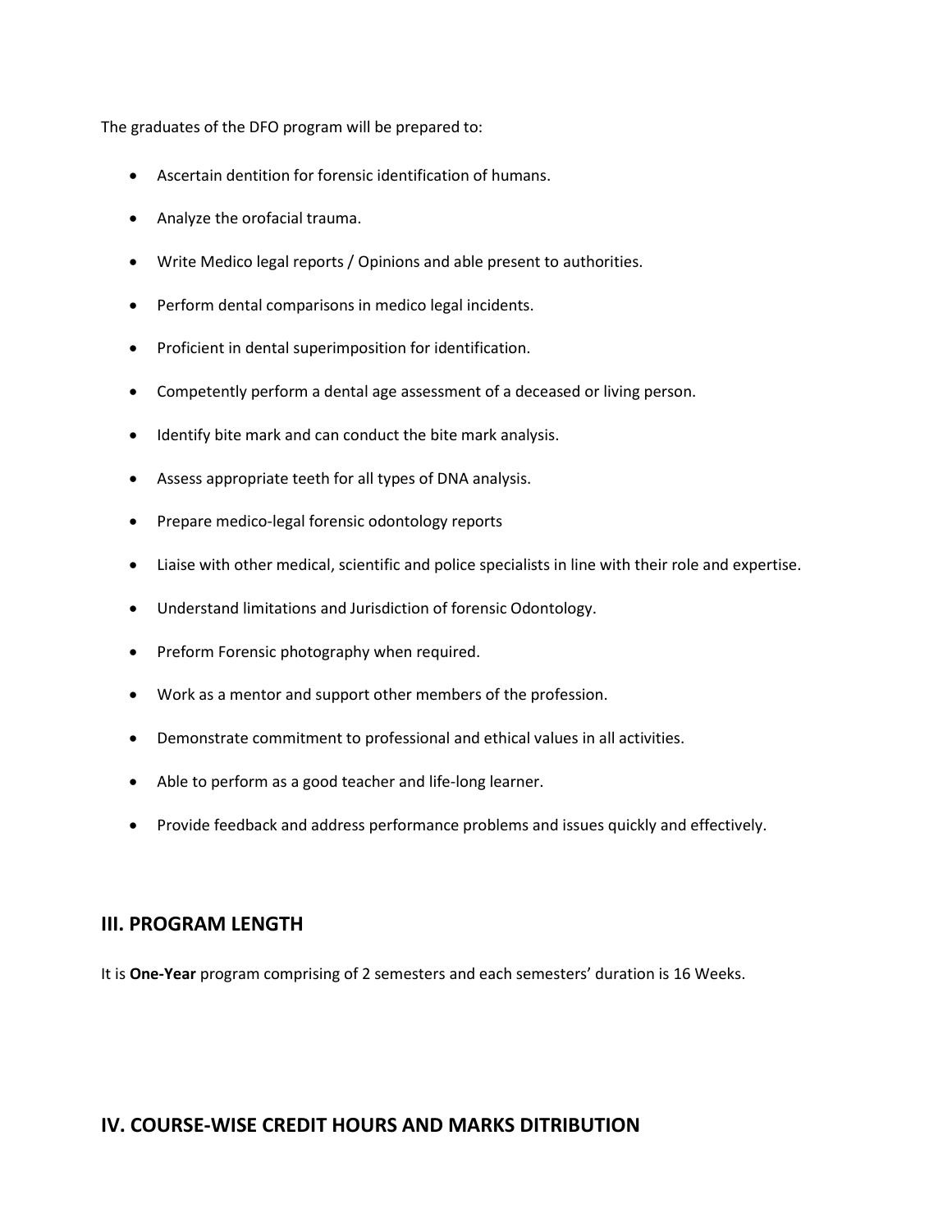The graduates of the DFO program will be prepared to:

- Ascertain dentition for forensic identification of humans.
- Analyze the orofacial trauma.
- Write Medico legal reports / Opinions and able present to authorities.
- Perform dental comparisons in medico legal incidents.
- Proficient in dental superimposition for identification.
- Competently perform a dental age assessment of a deceased or living person.
- Identify bite mark and can conduct the bite mark analysis.
- Assess appropriate teeth for all types of DNA analysis.
- Prepare medico-legal forensic odontology reports
- Liaise with other medical, scientific and police specialists in line with their role and expertise.
- Understand limitations and Jurisdiction of forensic Odontology.
- Preform Forensic photography when required.
- Work as a mentor and support other members of the profession.
- Demonstrate commitment to professional and ethical values in all activities.
- Able to perform as a good teacher and life-long learner.
- Provide feedback and address performance problems and issues quickly and effectively.

## III. PROGRAM LENGTH

It is **One-Year** program comprising of 2 semesters and each semesters' duration is 16 Weeks.

## IV. COURSE-WISE CREDIT HOURS AND MARKS DITRIBUTION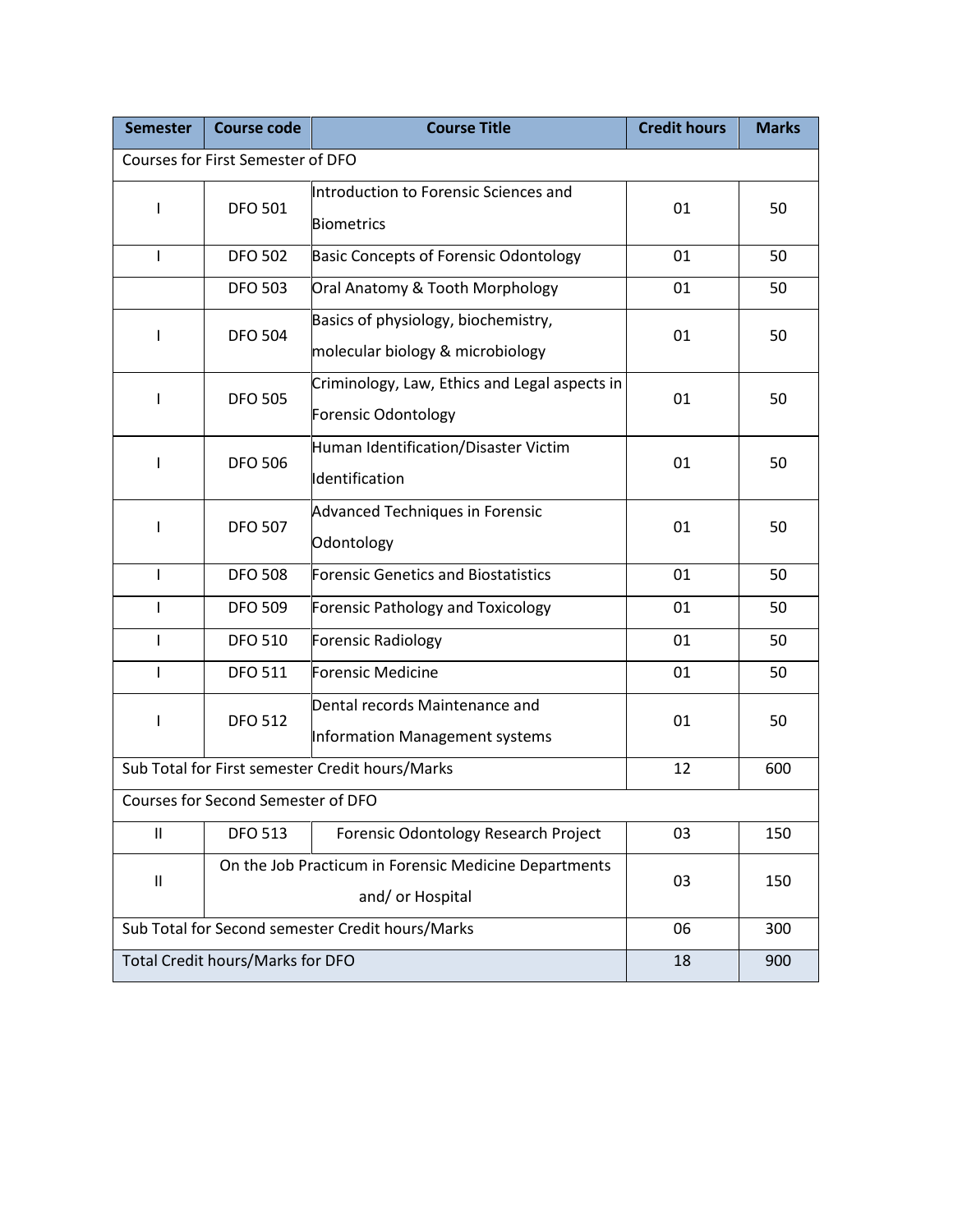| Semester | Course code | Course Title | Credit hours | Marks |
| --- | --- | --- | --- | --- |
| Courses for First Semester of DFO | | | | |
| I | DFO 501 | Introduction to Forensic Sciences and Biometrics | 01 | 50 |
| I | DFO 502 | Basic Concepts of Forensic Odontology | 01 | 50 |
| | DFO 503 | Oral Anatomy & Tooth Morphology | 01 | 50 |
| I | DFO 504 | Basics of physiology, biochemistry, molecular biology & microbiology | 01 | 50 |
| I | DFO 505 | Criminology, Law, Ethics and Legal aspects in Forensic Odontology | 01 | 50 |
| I | DFO 506 | Human Identification/Disaster Victim Identification | 01 | 50 |
| I | DFO 507 | Advanced Techniques in Forensic Odontology | 01 | 50 |
| I | DFO 508 | Forensic Genetics and Biostatistics | 01 | 50 |
| I | DFO 509 | Forensic Pathology and Toxicology | 01 | 50 |
| I | DFO 510 | Forensic Radiology | 01 | 50 |
| I | DFO 511 | Forensic Medicine | 01 | 50 |
| I | DFO 512 | Dental records Maintenance and Information Management systems | 01 | 50 |
| Sub Total for First semester Credit hours/Marks | | | 12 | 600 |
| Courses for Second Semester of DFO | | | | |
| II | DFO 513 | Forensic Odontology Research Project | 03 | 150 |
| II | On the Job Practicum in Forensic Medicine Departments and/ or Hospital | | 03 | 150 |
| Sub Total for Second semester Credit hours/Marks | | | 06 | 300 |
| Total Credit hours/Marks for DFO | | | 18 | 900 |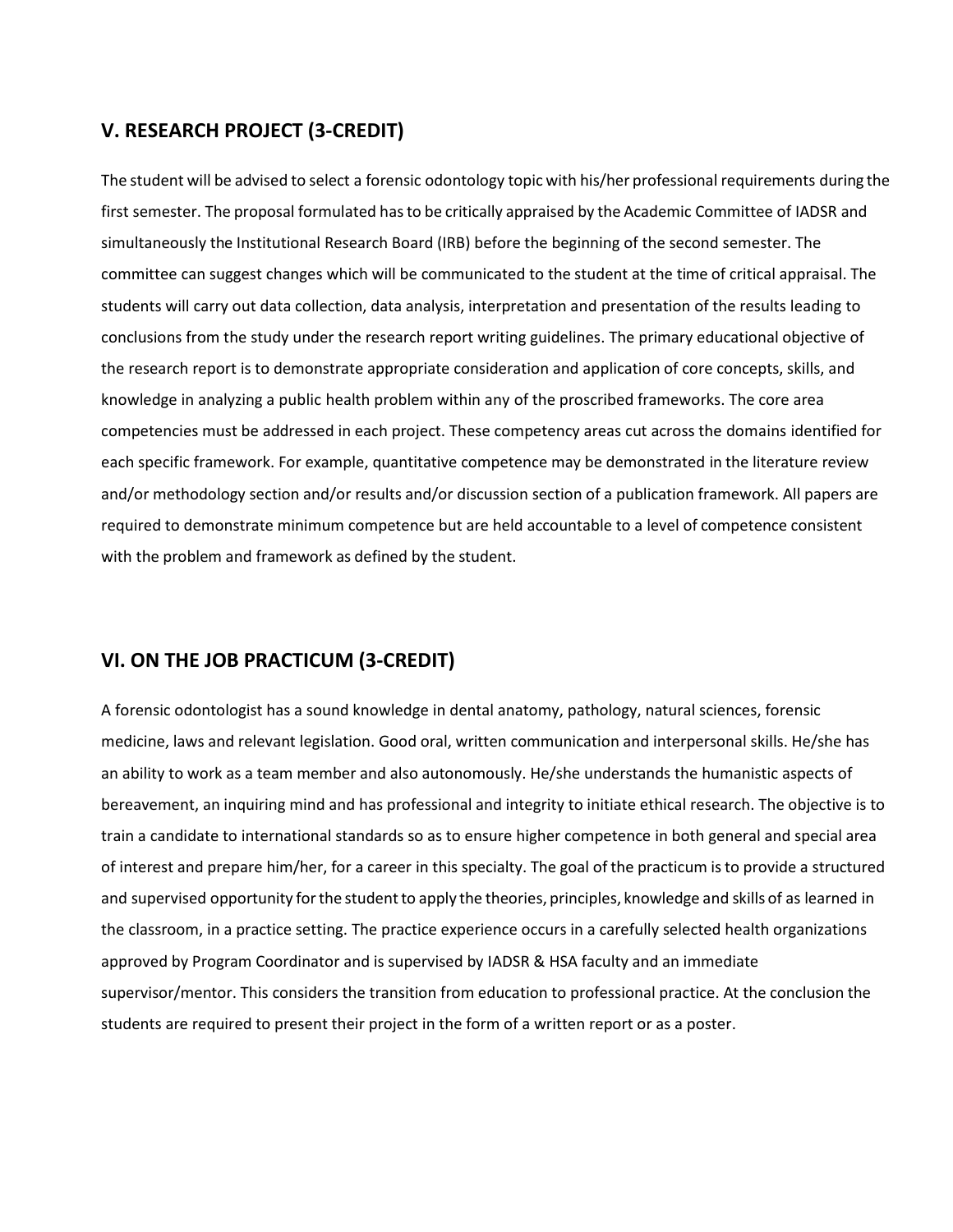## V. RESEARCH PROJECT (3-CREDIT)

The student will be advised to select a forensic odontology topic with his/her professional requirements during the first semester. The proposal formulated has to be critically appraised by the Academic Committee of IADSR and simultaneously the Institutional Research Board (IRB) before the beginning of the second semester. The committee can suggest changes which will be communicated to the student at the time of critical appraisal. The students will carry out data collection, data analysis, interpretation and presentation of the results leading to conclusions from the study under the research report writing guidelines. The primary educational objective of the research report is to demonstrate appropriate consideration and application of core concepts, skills, and knowledge in analyzing a public health problem within any of the proscribed frameworks. The core area competencies must be addressed in each project. These competency areas cut across the domains identified for each specific framework. For example, quantitative competence may be demonstrated in the literature review and/or methodology section and/or results and/or discussion section of a publication framework. All papers are required to demonstrate minimum competence but are held accountable to a level of competence consistent with the problem and framework as defined by the student.

## VI. ON THE JOB PRACTICUM (3-CREDIT)

A forensic odontologist has a sound knowledge in dental anatomy, pathology, natural sciences, forensic medicine, laws and relevant legislation. Good oral, written communication and interpersonal skills. He/she has an ability to work as a team member and also autonomously. He/she understands the humanistic aspects of bereavement, an inquiring mind and has professional and integrity to initiate ethical research. The objective is to train a candidate to international standards so as to ensure higher competence in both general and special area of interest and prepare him/her, for a career in this specialty. The goal of the practicum is to provide a structured and supervised opportunity for the student to apply the theories, principles, knowledge and skills of as learned in the classroom, in a practice setting. The practice experience occurs in a carefully selected health organizations approved by Program Coordinator and is supervised by IADSR & HSA faculty and an immediate supervisor/mentor. This considers the transition from education to professional practice. At the conclusion the students are required to present their project in the form of a written report or as a poster.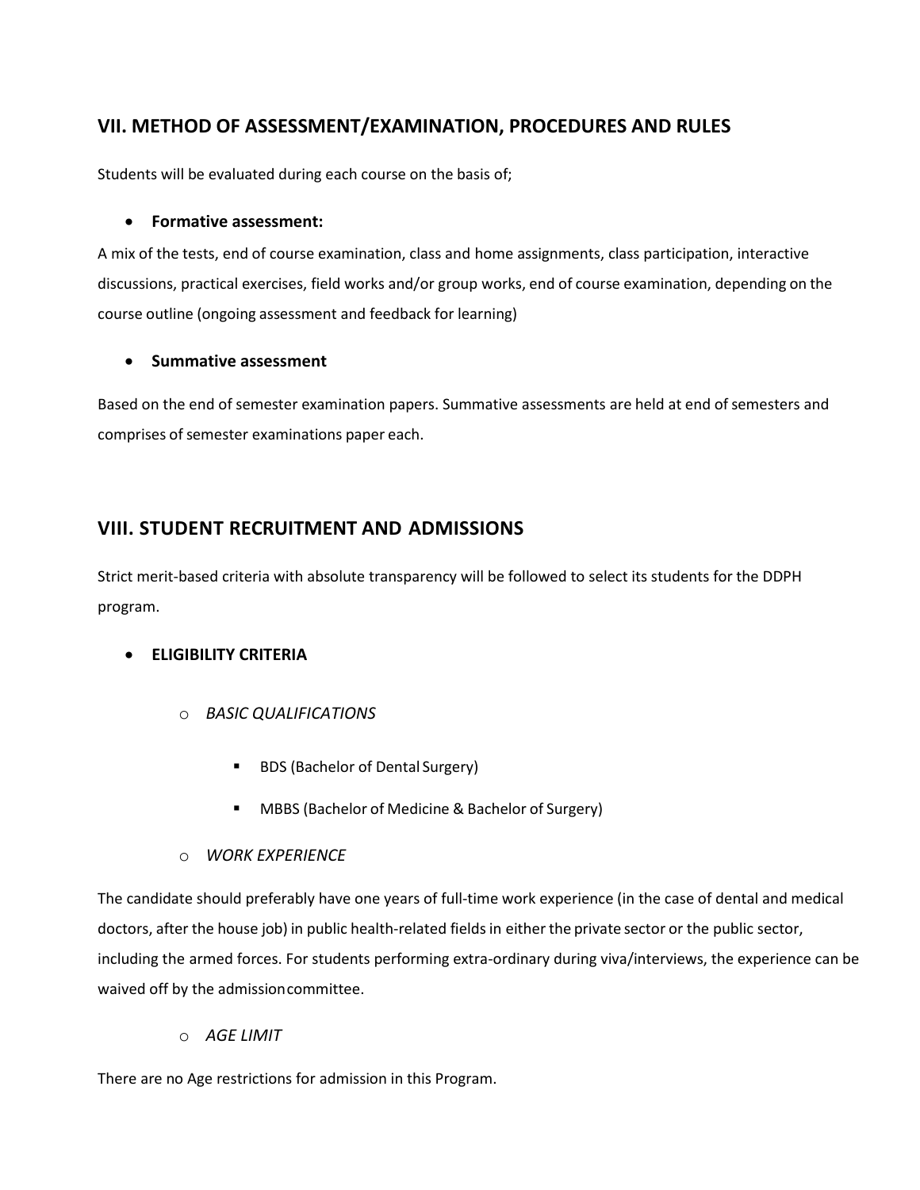## VII. METHOD OF ASSESSMENT/EXAMINATION, PROCEDURES AND RULES

Students will be evaluated during each course on the basis of;

- **Formative assessment:**

A mix of the tests, end of course examination, class and home assignments, class participation, interactive discussions, practical exercises, field works and/or group works, end of course examination, depending on the course outline (ongoing assessment and feedback for learning)

- **Summative assessment**

Based on the end of semester examination papers. Summative assessments are held at end of semesters and comprises of semester examinations paper each.

## VIII. STUDENT RECRUITMENT AND ADMISSIONS

Strict merit-based criteria with absolute transparency will be followed to select its students for the DDPH program.

- **ELIGIBILITY CRITERIA**
  - *BASIC QUALIFICATIONS*
    - BDS (Bachelor of Dental Surgery)
    - MBBS (Bachelor of Medicine & Bachelor of Surgery)
  - *WORK EXPERIENCE*

The candidate should preferably have one years of full-time work experience (in the case of dental and medical doctors, after the house job) in public health-related fields in either the private sector or the public sector, including the armed forces. For students performing extra-ordinary during viva/interviews, the experience can be waived off by the admission committee.

  - *AGE LIMIT*

There are no Age restrictions for admission in this Program.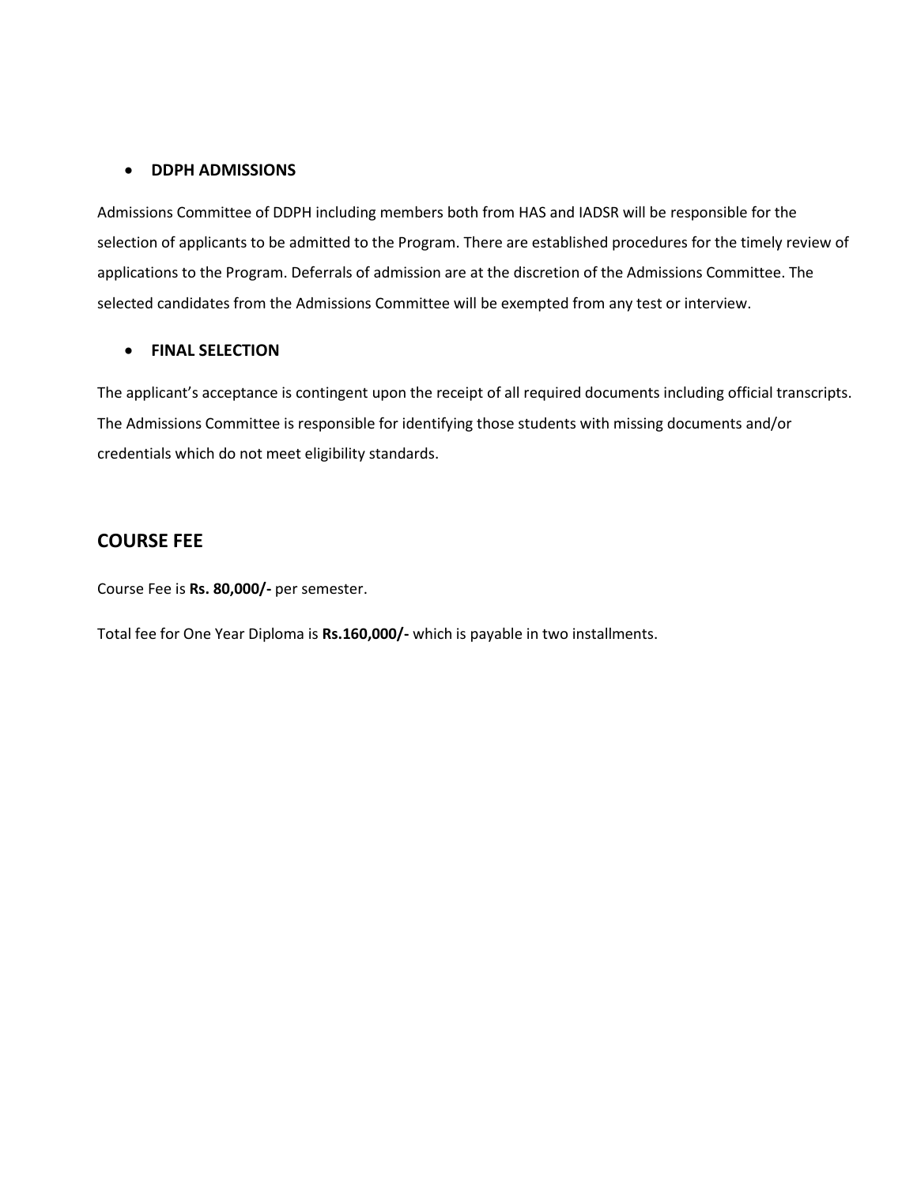- **DDPH ADMISSIONS**

Admissions Committee of DDPH including members both from HAS and IADSR will be responsible for the selection of applicants to be admitted to the Program. There are established procedures for the timely review of applications to the Program. Deferrals of admission are at the discretion of the Admissions Committee. The selected candidates from the Admissions Committee will be exempted from any test or interview.

- **FINAL SELECTION**

The applicant's acceptance is contingent upon the receipt of all required documents including official transcripts. The Admissions Committee is responsible for identifying those students with missing documents and/or credentials which do not meet eligibility standards.

## COURSE FEE

Course Fee is **Rs. 80,000/-** per semester.

Total fee for One Year Diploma is **Rs.160,000/-** which is payable in two installments.